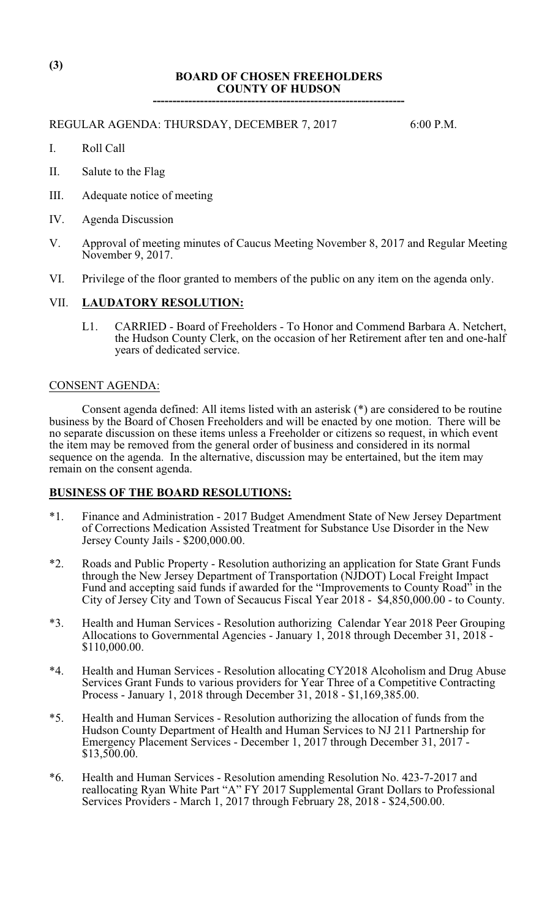(3)

**BOARD OF CHOSEN FREEHOLDERS**
**COUNTY OF HUDSON**

---

REGULAR AGENDA: THURSDAY, DECEMBER 7, 2017 6:00 P.M.

I. Roll Call

II. Salute to the Flag

III. Adequate notice of meeting

IV. Agenda Discussion

V. Approval of meeting minutes of Caucus Meeting November 8, 2017 and Regular Meeting November 9, 2017.

VI. Privilege of the floor granted to members of the public on any item on the agenda only.

VII. **LAUDATORY RESOLUTION:**

L1. CARRIED - Board of Freeholders - To Honor and Commend Barbara A. Netchert, the Hudson County Clerk, on the occasion of her Retirement after ten and one-half years of dedicated service.

CONSENT AGENDA:

Consent agenda defined: All items listed with an asterisk (*) are considered to be routine business by the Board of Chosen Freeholders and will be enacted by one motion. There will be no separate discussion on these items unless a Freeholder or citizens so request, in which event the item may be removed from the general order of business and considered in its normal sequence on the agenda. In the alternative, discussion may be entertained, but the item may remain on the consent agenda.

**BUSINESS OF THE BOARD RESOLUTIONS:**

*1. Finance and Administration - 2017 Budget Amendment State of New Jersey Department of Corrections Medication Assisted Treatment for Substance Use Disorder in the New Jersey County Jails - $200,000.00.

*2. Roads and Public Property - Resolution authorizing an application for State Grant Funds through the New Jersey Department of Transportation (NJDOT) Local Freight Impact Fund and accepting said funds if awarded for the "Improvements to County Road" in the City of Jersey City and Town of Secaucus Fiscal Year 2018 - $4,850,000.00 - to County.

*3. Health and Human Services - Resolution authorizing Calendar Year 2018 Peer Grouping Allocations to Governmental Agencies - January 1, 2018 through December 31, 2018 - $110,000.00.

*4. Health and Human Services - Resolution allocating CY2018 Alcoholism and Drug Abuse Services Grant Funds to various providers for Year Three of a Competitive Contracting Process - January 1, 2018 through December 31, 2018 - $1,169,385.00.

*5. Health and Human Services - Resolution authorizing the allocation of funds from the Hudson County Department of Health and Human Services to NJ 211 Partnership for Emergency Placement Services - December 1, 2017 through December 31, 2017 - $13,500.00.

*6. Health and Human Services - Resolution amending Resolution No. 423-7-2017 and reallocating Ryan White Part "A" FY 2017 Supplemental Grant Dollars to Professional Services Providers - March 1, 2017 through February 28, 2018 - $24,500.00.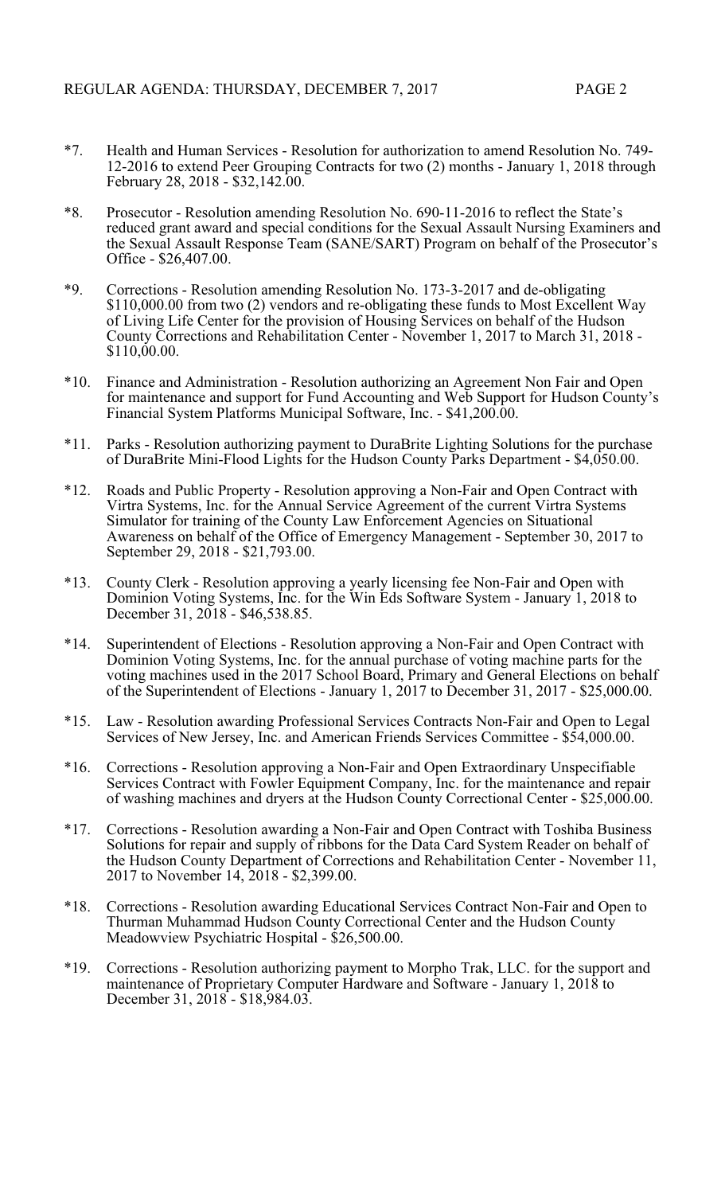*7. Health and Human Services - Resolution for authorization to amend Resolution No. 749-12-2016 to extend Peer Grouping Contracts for two (2) months - January 1, 2018 through February 28, 2018 - $32,142.00.

*8. Prosecutor - Resolution amending Resolution No. 690-11-2016 to reflect the State's reduced grant award and special conditions for the Sexual Assault Nursing Examiners and the Sexual Assault Response Team (SANE/SART) Program on behalf of the Prosecutor's Office - $26,407.00.

*9. Corrections - Resolution amending Resolution No. 173-3-2017 and de-obligating $110,000.00 from two (2) vendors and re-obligating these funds to Most Excellent Way of Living Life Center for the provision of Housing Services on behalf of the Hudson County Corrections and Rehabilitation Center - November 1, 2017 to March 31, 2018 - $110,00.00.

*10. Finance and Administration - Resolution authorizing an Agreement Non Fair and Open for maintenance and support for Fund Accounting and Web Support for Hudson County's Financial System Platforms Municipal Software, Inc. - $41,200.00.

*11. Parks - Resolution authorizing payment to DuraBrite Lighting Solutions for the purchase of DuraBrite Mini-Flood Lights for the Hudson County Parks Department - $4,050.00.

*12. Roads and Public Property - Resolution approving a Non-Fair and Open Contract with Virtra Systems, Inc. for the Annual Service Agreement of the current Virtra Systems Simulator for training of the County Law Enforcement Agencies on Situational Awareness on behalf of the Office of Emergency Management - September 30, 2017 to September 29, 2018 - $21,793.00.

*13. County Clerk - Resolution approving a yearly licensing fee Non-Fair and Open with Dominion Voting Systems, Inc. for the Win Eds Software System - January 1, 2018 to December 31, 2018 - $46,538.85.

*14. Superintendent of Elections - Resolution approving a Non-Fair and Open Contract with Dominion Voting Systems, Inc. for the annual purchase of voting machine parts for the voting machines used in the 2017 School Board, Primary and General Elections on behalf of the Superintendent of Elections - January 1, 2017 to December 31, 2017 - $25,000.00.

*15. Law - Resolution awarding Professional Services Contracts Non-Fair and Open to Legal Services of New Jersey, Inc. and American Friends Services Committee - $54,000.00.

*16. Corrections - Resolution approving a Non-Fair and Open Extraordinary Unspecifiable Services Contract with Fowler Equipment Company, Inc. for the maintenance and repair of washing machines and dryers at the Hudson County Correctional Center - $25,000.00.

*17. Corrections - Resolution awarding a Non-Fair and Open Contract with Toshiba Business Solutions for repair and supply of ribbons for the Data Card System Reader on behalf of the Hudson County Department of Corrections and Rehabilitation Center - November 11, 2017 to November 14, 2018 - $2,399.00.

*18. Corrections - Resolution awarding Educational Services Contract Non-Fair and Open to Thurman Muhammad Hudson County Correctional Center and the Hudson County Meadowview Psychiatric Hospital - $26,500.00.

*19. Corrections - Resolution authorizing payment to Morpho Trak, LLC. for the support and maintenance of Proprietary Computer Hardware and Software - January 1, 2018 to December 31, 2018 - $18,984.03.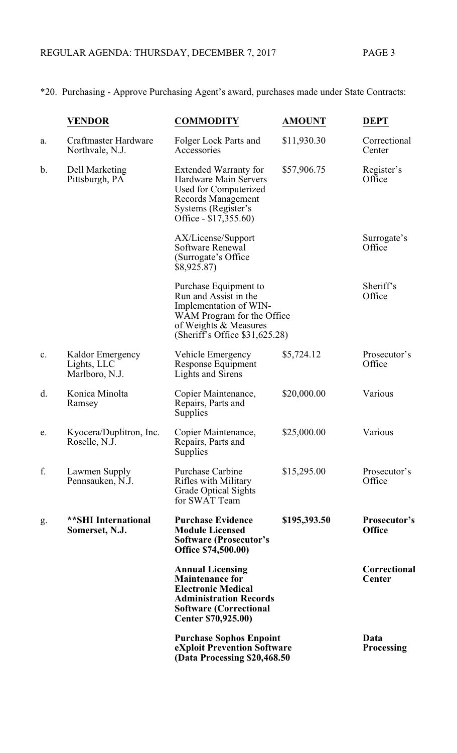*20. Purchasing - Approve Purchasing Agent's award, purchases made under State Contracts:

| | VENDOR | COMMODITY | AMOUNT | DEPT |
|---|---|---|---|---|
| a. | Craftmaster Hardware Northvale, N.J. | Folger Lock Parts and Accessories | $11,930.30 | Correctional Center |
| b. | Dell Marketing Pittsburgh, PA | Extended Warranty for Hardware Main Servers Used for Computerized Records Management Systems (Register's Office - $17,355.60) | $57,906.75 | Register's Office |
| | | AX/License/Support Software Renewal (Surrogate's Office $8,925.87) | | Surrogate's Office |
| | | Purchase Equipment to Run and Assist in the Implementation of WIN-WAM Program for the Office of Weights & Measures (Sheriff's Office $31,625.28) | | Sheriff's Office |
| c. | Kaldor Emergency Lights, LLC Marlboro, N.J. | Vehicle Emergency Response Equipment Lights and Sirens | $5,724.12 | Prosecutor's Office |
| d. | Konica Minolta Ramsey | Copier Maintenance, Repairs, Parts and Supplies | $20,000.00 | Various |
| e. | Kyocera/Duplitron, Inc. Roselle, N.J. | Copier Maintenance, Repairs, Parts and Supplies | $25,000.00 | Various |
| f. | Lawmen Supply Pennsauken, N.J. | Purchase Carbine Rifles with Military Grade Optical Sights for SWAT Team | $15,295.00 | Prosecutor's Office |
| g. | **\*\*SHI International Somerset, N.J.** | **Purchase Evidence Module Licensed Software (Prosecutor's Office $74,500.00)** | **$195,393.50** | **Prosecutor's Office** |
| | | **Annual Licensing Maintenance for Electronic Medical Administration Records Software (Correctional Center $70,925.00)** | | **Correctional Center** |
| | | **Purchase Sophos Enpoint eXploit Prevention Software (Data Processing $20,468.50** | | **Data Processing** |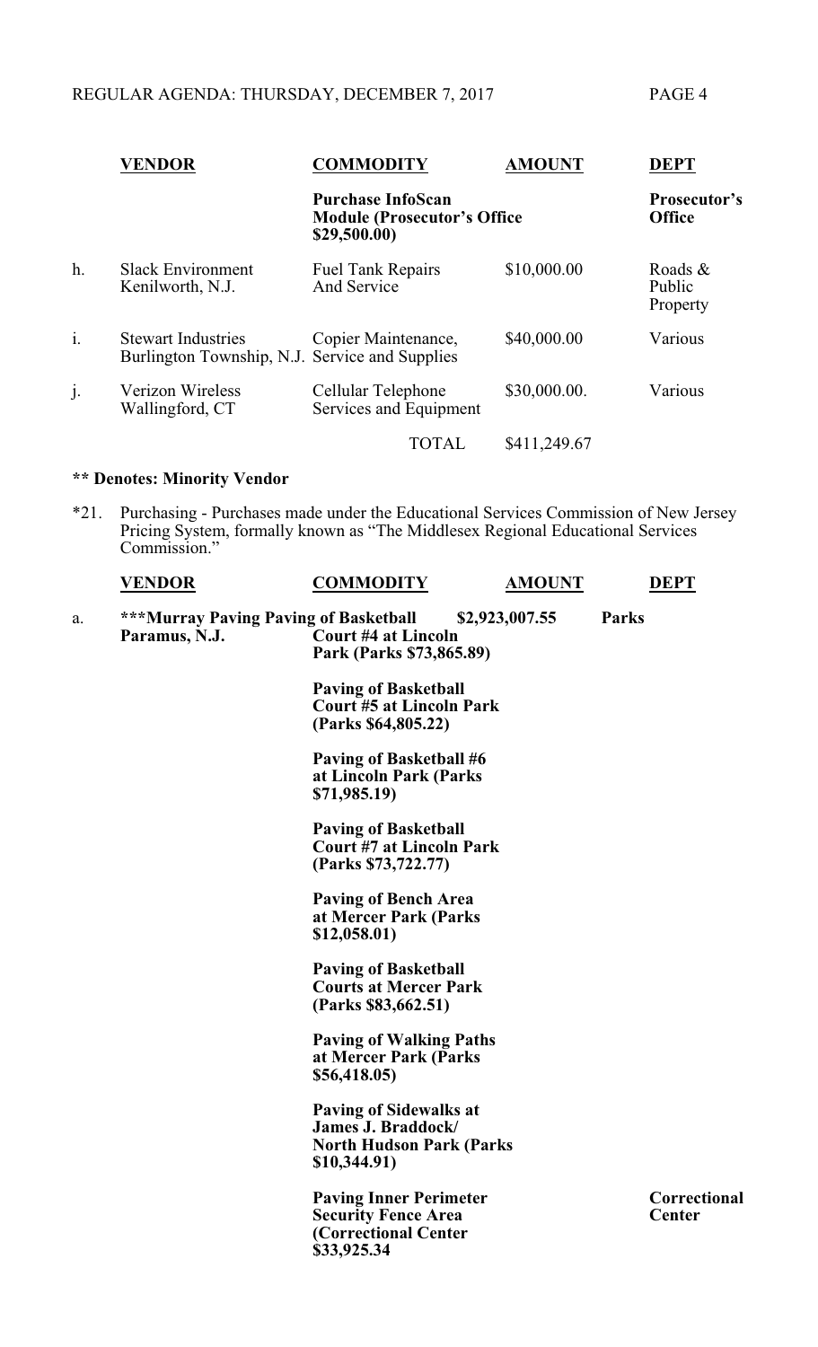| | VENDOR | COMMODITY | AMOUNT | DEPT |
|---|---|---|---|---|
| | | **Purchase InfoScan Module (Prosecutor's Office $29,500.00)** | | **Prosecutor's Office** |
| h. | Slack Environment Kenilworth, N.J. | Fuel Tank Repairs And Service | $10,000.00 | Roads & Public Property |
| i. | Stewart Industries Burlington Township, N.J. | Copier Maintenance, Service and Supplies | $40,000.00 | Various |
| j. | Verizon Wireless Wallingford, CT | Cellular Telephone Services and Equipment | $30,000.00. | Various |
| | | TOTAL | $411,249.67 | |

**\*\* Denotes: Minority Vendor**

*21. Purchasing - Purchases made under the Educational Services Commission of New Jersey Pricing System, formally known as "The Middlesex Regional Educational Services Commission."

| | VENDOR | COMMODITY | AMOUNT | DEPT |
|---|---|---|---|---|
| a. | **\*\*\*Murray Paving Paramus, N.J.** | **Paving of Basketball Court #4 at Lincoln Park (Parks $73,865.89)** | **$2,923,007.55** | **Parks** |
| | | **Paving of Basketball Court #5 at Lincoln Park (Parks $64,805.22)** | | |
| | | **Paving of Basketball #6 at Lincoln Park (Parks $71,985.19)** | | |
| | | **Paving of Basketball Court #7 at Lincoln Park (Parks $73,722.77)** | | |
| | | **Paving of Bench Area at Mercer Park (Parks $12,058.01)** | | |
| | | **Paving of Basketball Courts at Mercer Park (Parks $83,662.51)** | | |
| | | **Paving of Walking Paths at Mercer Park (Parks $56,418.05)** | | |
| | | **Paving of Sidewalks at James J. Braddock/ North Hudson Park (Parks $10,344.91)** | | |
| | | **Paving Inner Perimeter Security Fence Area (Correctional Center $33,925.34** | | **Correctional Center** |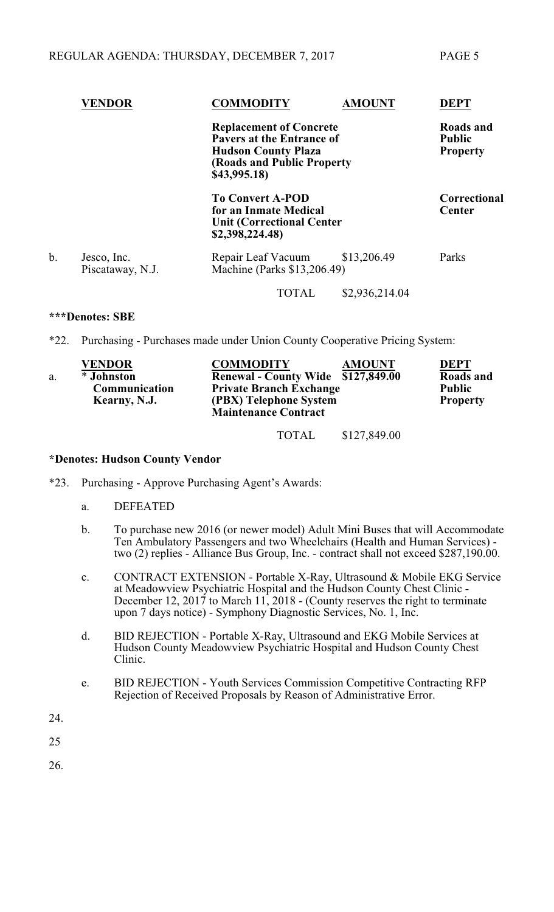| | VENDOR | COMMODITY | AMOUNT | DEPT |
|---|---|---|---|---|
| | | **Replacement of Concrete Pavers at the Entrance of Hudson County Plaza (Roads and Public Property $43,995.18)** | | **Roads and Public Property** |
| | | **To Convert A-POD for an Inmate Medical Unit (Correctional Center $2,398,224.48)** | | **Correctional Center** |
| b. | Jesco, Inc. Piscataway, N.J. | Repair Leaf Vacuum Machine (Parks $13,206.49) | $13,206.49 | Parks |
| | | TOTAL | $2,936,214.04 | |

**\*\*\*Denotes: SBE**

*22. Purchasing - Purchases made under Union County Cooperative Pricing System:

| | VENDOR | COMMODITY | AMOUNT | DEPT |
|---|---|---|---|---|
| a. | **\* Johnston Communication Kearny, N.J.** | **Renewal - County Wide Private Branch Exchange (PBX) Telephone System Maintenance Contract** | **$127,849.00** | **Roads and Public Property** |
| | | TOTAL | $127,849.00 | |

**\*Denotes: Hudson County Vendor**

*23. Purchasing - Approve Purchasing Agent's Awards:

a. DEFEATED

b. To purchase new 2016 (or newer model) Adult Mini Buses that will Accommodate Ten Ambulatory Passengers and two Wheelchairs (Health and Human Services) - two (2) replies - Alliance Bus Group, Inc. - contract shall not exceed $287,190.00.

c. CONTRACT EXTENSION - Portable X-Ray, Ultrasound & Mobile EKG Service at Meadowview Psychiatric Hospital and the Hudson County Chest Clinic - December 12, 2017 to March 11, 2018 - (County reserves the right to terminate upon 7 days notice) - Symphony Diagnostic Services, No. 1, Inc.

d. BID REJECTION - Portable X-Ray, Ultrasound and EKG Mobile Services at Hudson County Meadowview Psychiatric Hospital and Hudson County Chest Clinic.

e. BID REJECTION - Youth Services Commission Competitive Contracting RFP Rejection of Received Proposals by Reason of Administrative Error.

24.

25

26.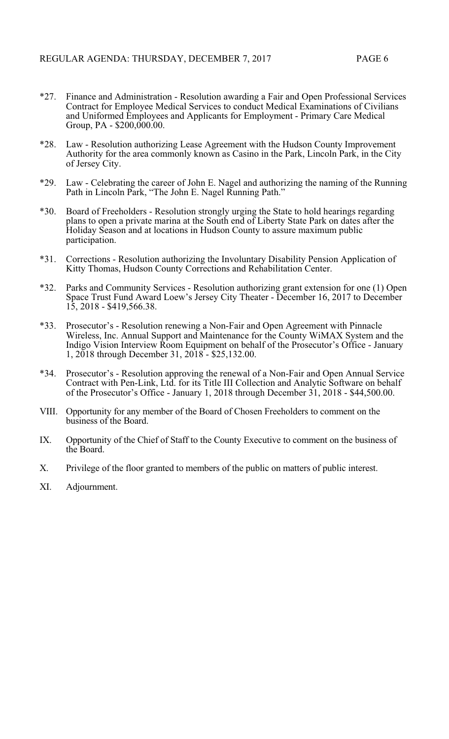*27. Finance and Administration - Resolution awarding a Fair and Open Professional Services Contract for Employee Medical Services to conduct Medical Examinations of Civilians and Uniformed Employees and Applicants for Employment - Primary Care Medical Group, PA - $200,000.00.

*28. Law - Resolution authorizing Lease Agreement with the Hudson County Improvement Authority for the area commonly known as Casino in the Park, Lincoln Park, in the City of Jersey City.

*29. Law - Celebrating the career of John E. Nagel and authorizing the naming of the Running Path in Lincoln Park, "The John E. Nagel Running Path."

*30. Board of Freeholders - Resolution strongly urging the State to hold hearings regarding plans to open a private marina at the South end of Liberty State Park on dates after the Holiday Season and at locations in Hudson County to assure maximum public participation.

*31. Corrections - Resolution authorizing the Involuntary Disability Pension Application of Kitty Thomas, Hudson County Corrections and Rehabilitation Center.

*32. Parks and Community Services - Resolution authorizing grant extension for one (1) Open Space Trust Fund Award Loew's Jersey City Theater - December 16, 2017 to December 15, 2018 - $419,566.38.

*33. Prosecutor's - Resolution renewing a Non-Fair and Open Agreement with Pinnacle Wireless, Inc. Annual Support and Maintenance for the County WiMAX System and the Indigo Vision Interview Room Equipment on behalf of the Prosecutor's Office - January 1, 2018 through December 31, 2018 - $25,132.00.

*34. Prosecutor's - Resolution approving the renewal of a Non-Fair and Open Annual Service Contract with Pen-Link, Ltd. for its Title III Collection and Analytic Software on behalf of the Prosecutor's Office - January 1, 2018 through December 31, 2018 - $44,500.00.

VIII. Opportunity for any member of the Board of Chosen Freeholders to comment on the business of the Board.

IX. Opportunity of the Chief of Staff to the County Executive to comment on the business of the Board.

X. Privilege of the floor granted to members of the public on matters of public interest.

XI. Adjournment.